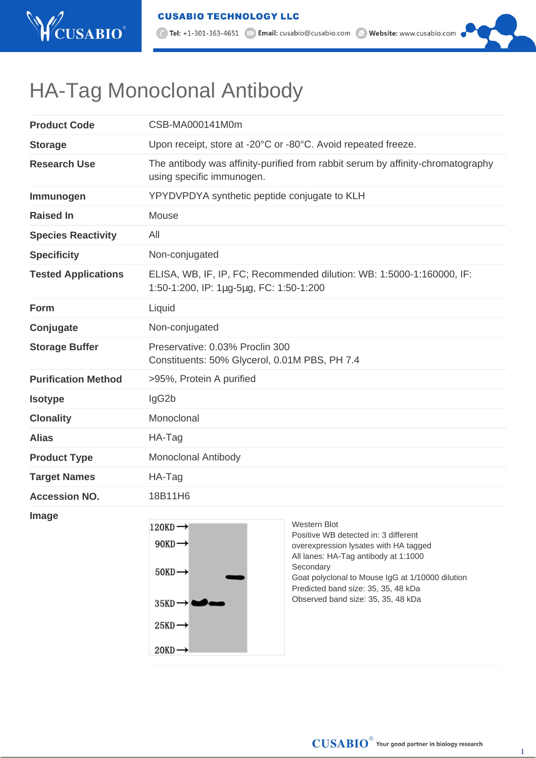# HA-Tag Monoclonal Antibody

| | |
|---|---|
| **Product Code** | CSB-MA000141M0m |
| **Storage** | Upon receipt, store at -20°C or -80°C. Avoid repeated freeze. |
| **Research Use** | The antibody was affinity-purified from rabbit serum by affinity-chromatography using specific immunogen. |
| **Immunogen** | YPYDVPDYA synthetic peptide conjugate to KLH |
| **Raised In** | Mouse |
| **Species Reactivity** | All |
| **Specificity** | Non-conjugated |
| **Tested Applications** | ELISA, WB, IF, IP, FC; Recommended dilution: WB: 1:5000-1:160000, IF: 1:50-1:200, IP: 1µg-5µg, FC: 1:50-1:200 |
| **Form** | Liquid |
| **Conjugate** | Non-conjugated |
| **Storage Buffer** | Preservative: 0.03% Proclin 300<br>Constituents: 50% Glycerol, 0.01M PBS, PH 7.4 |
| **Purification Method** | >95%, Protein A purified |
| **Isotype** | IgG2b |
| **Clonality** | Monoclonal |
| **Alias** | HA-Tag |
| **Product Type** | Monoclonal Antibody |
| **Target Names** | HA-Tag |
| **Accession NO.** | 18B11H6 |
| **Image** | |

Western Blot
Positive WB detected in: 3 different overexpression lysates with HA tagged
All lanes: HA-Tag antibody at 1:1000
Secondary
Goat polyclonal to Mouse IgG at 1/10000 dilution
Predicted band size: 35, 35, 48 kDa
Observed band size: 35, 35, 48 kDa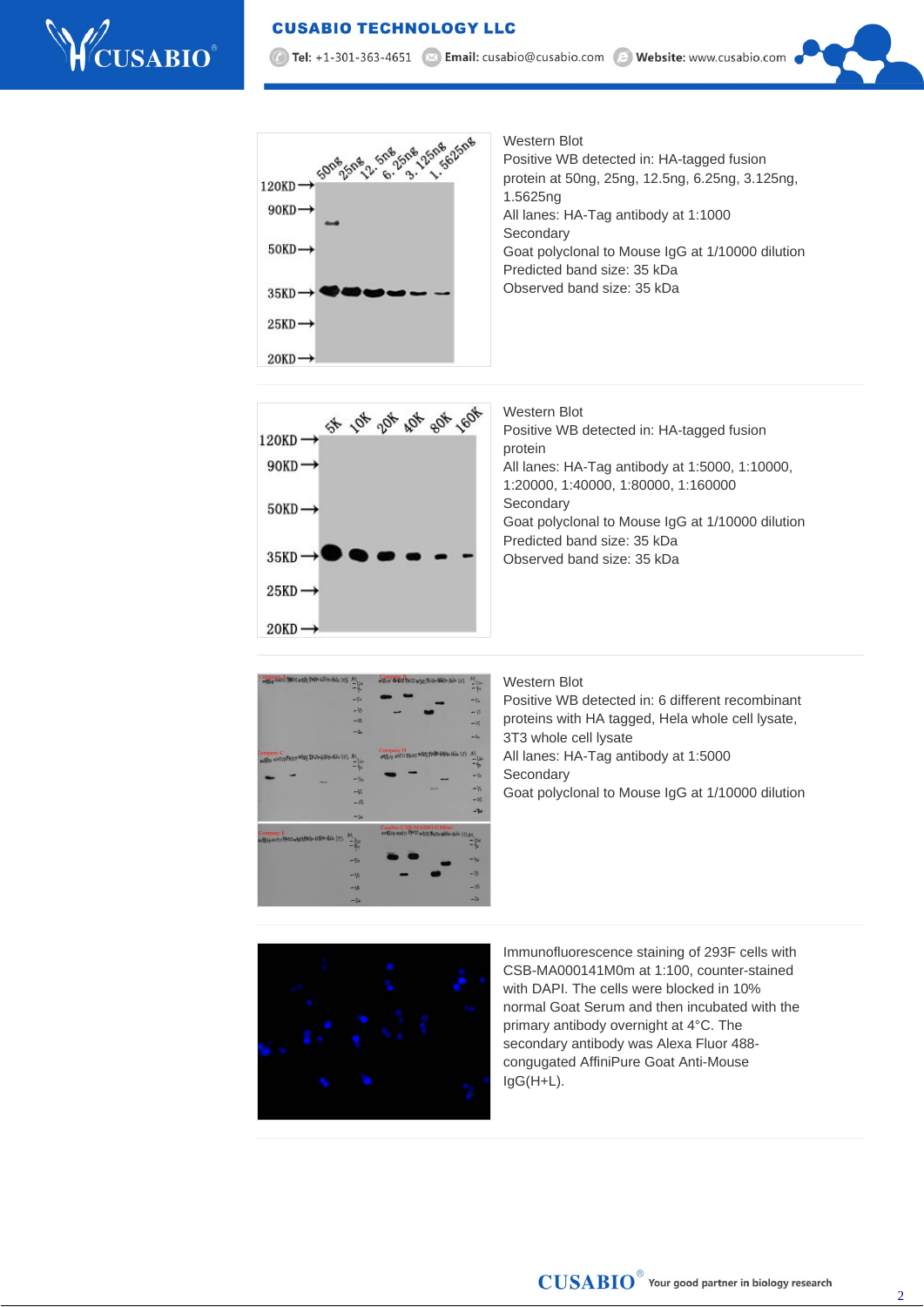Western Blot
Positive WB detected in: HA-tagged fusion protein at 50ng, 25ng, 12.5ng, 6.25ng, 3.125ng, 1.5625ng
All lanes: HA-Tag antibody at 1:1000
Secondary
Goat polyclonal to Mouse IgG at 1/10000 dilution
Predicted band size: 35 kDa
Observed band size: 35 kDa

Western Blot
Positive WB detected in: HA-tagged fusion protein
All lanes: HA-Tag antibody at 1:5000, 1:10000, 1:20000, 1:40000, 1:80000, 1:160000
Secondary
Goat polyclonal to Mouse IgG at 1/10000 dilution
Predicted band size: 35 kDa
Observed band size: 35 kDa

Western Blot
Positive WB detected in: 6 different recombinant proteins with HA tagged, Hela whole cell lysate, 3T3 whole cell lysate
All lanes: HA-Tag antibody at 1:5000
Secondary
Goat polyclonal to Mouse IgG at 1/10000 dilution

Immunofluorescence staining of 293F cells with CSB-MA000141M0m at 1:100, counter-stained with DAPI. The cells were blocked in 10% normal Goat Serum and then incubated with the primary antibody overnight at 4°C. The secondary antibody was Alexa Fluor 488-congugated AffiniPure Goat Anti-Mouse IgG(H+L).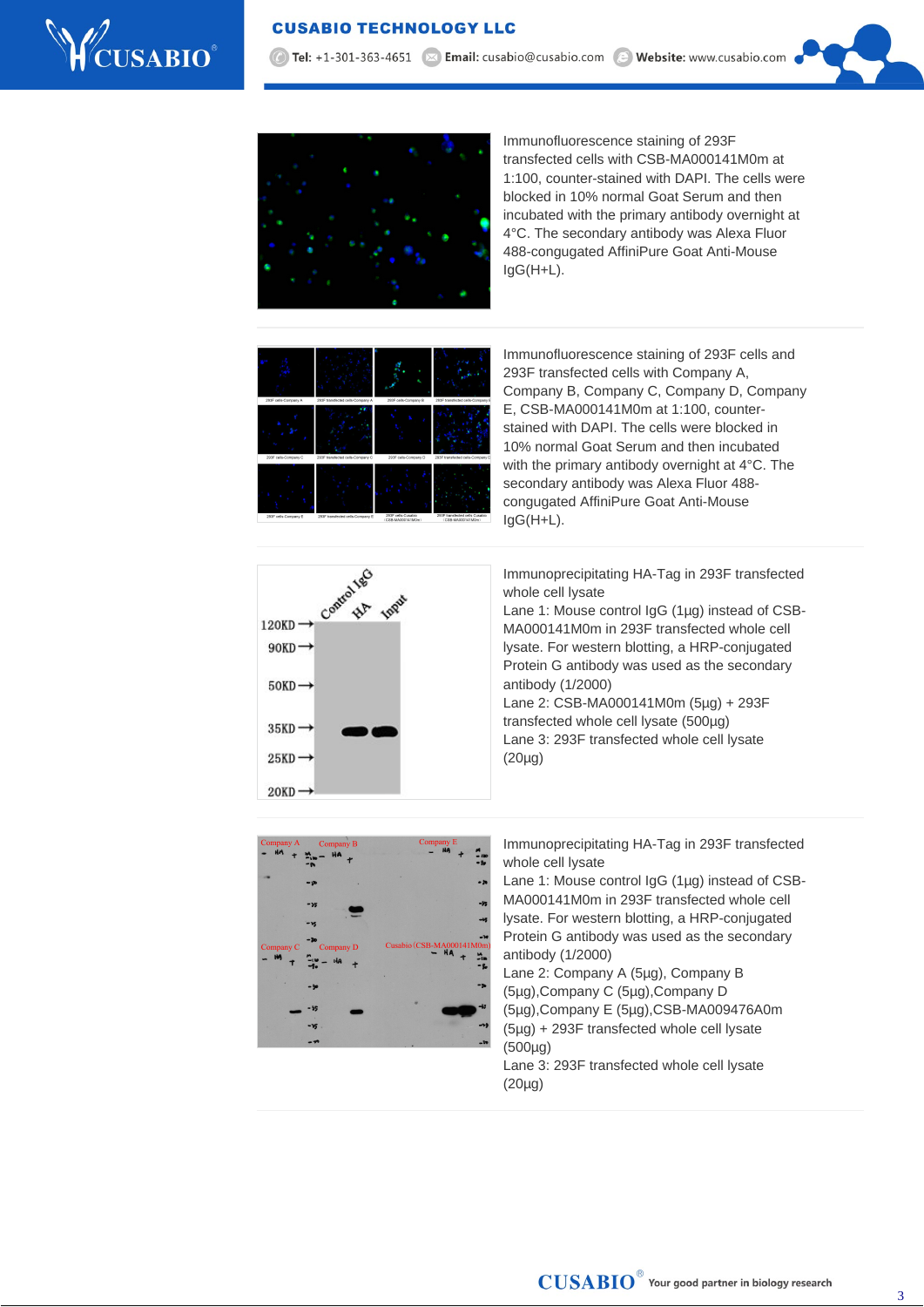Immunofluorescence staining of 293F transfected cells with CSB-MA000141M0m at 1:100, counter-stained with DAPI. The cells were blocked in 10% normal Goat Serum and then incubated with the primary antibody overnight at 4°C. The secondary antibody was Alexa Fluor 488-congugated AffiniPure Goat Anti-Mouse IgG(H+L).

Immunofluorescence staining of 293F cells and 293F transfected cells with Company A, Company B, Company C, Company D, Company E, CSB-MA000141M0m at 1:100, counter-stained with DAPI. The cells were blocked in 10% normal Goat Serum and then incubated with the primary antibody overnight at 4°C. The secondary antibody was Alexa Fluor 488-congugated AffiniPure Goat Anti-Mouse IgG(H+L).

Immunoprecipitating HA-Tag in 293F transfected whole cell lysate
Lane 1: Mouse control IgG (1µg) instead of CSB-MA000141M0m in 293F transfected whole cell lysate. For western blotting, a HRP-conjugated Protein G antibody was used as the secondary antibody (1/2000)
Lane 2: CSB-MA000141M0m (5µg) + 293F transfected whole cell lysate (500µg)
Lane 3: 293F transfected whole cell lysate (20µg)

Immunoprecipitating HA-Tag in 293F transfected whole cell lysate
Lane 1: Mouse control IgG (1µg) instead of CSB-MA000141M0m in 293F transfected whole cell lysate. For western blotting, a HRP-conjugated Protein G antibody was used as the secondary antibody (1/2000)
Lane 2: Company A (5µg), Company B (5µg),Company C (5µg),Company D (5µg),Company E (5µg),CSB-MA009476A0m (5µg) + 293F transfected whole cell lysate (500µg)
Lane 3: 293F transfected whole cell lysate (20µg)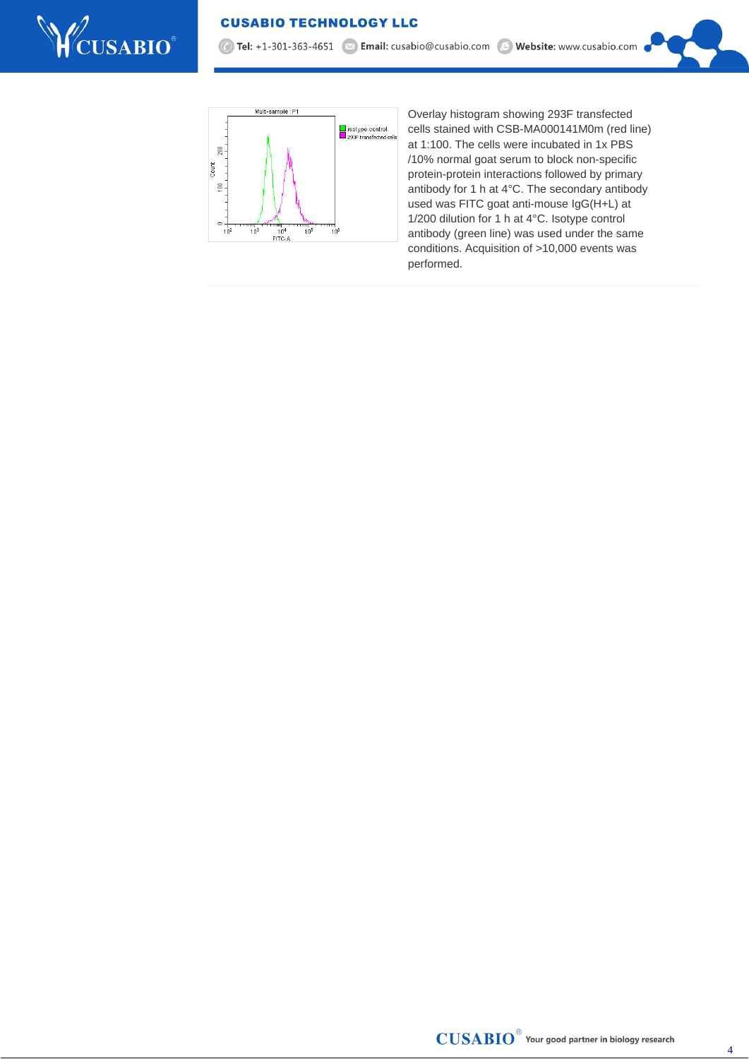Multi-sample : P1

isotype control

293F transfected cells

Count

0

100

200

$10^2$

$10^3$

$10^4$

$10^5$

$10^6$

FITC-A

Overlay histogram showing 293F transfected cells stained with CSB-MA000141M0m (red line) at 1:100. The cells were incubated in 1x PBS /10% normal goat serum to block non-specific protein-protein interactions followed by primary antibody for 1 h at 4°C. The secondary antibody used was FITC goat anti-mouse IgG(H+L) at 1/200 dilution for 1 h at 4°C. Isotype control antibody (green line) was used under the same conditions. Acquisition of >10,000 events was performed.